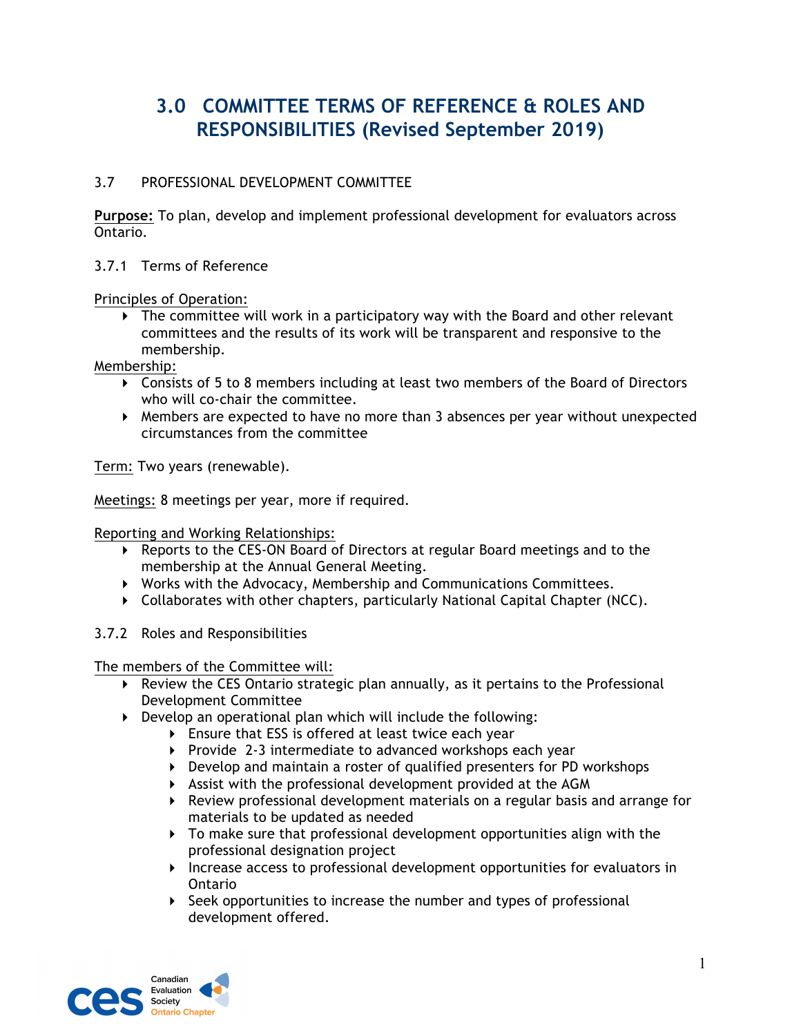# 3.0 COMMITTEE TERMS OF REFERENCE & ROLES AND RESPONSIBILITIES (Revised September 2019)

## 3.7 PROFESSIONAL DEVELOPMENT COMMITTEE

**Purpose:** To plan, develop and implement professional development for evaluators across Ontario.

### 3.7.1 Terms of Reference

Principles of Operation:

- The committee will work in a participatory way with the Board and other relevant committees and the results of its work will be transparent and responsive to the membership.

Membership:

- Consists of 5 to 8 members including at least two members of the Board of Directors who will co-chair the committee.
- Members are expected to have no more than 3 absences per year without unexpected circumstances from the committee

Term: Two years (renewable).

Meetings: 8 meetings per year, more if required.

Reporting and Working Relationships:

- Reports to the CES-ON Board of Directors at regular Board meetings and to the membership at the Annual General Meeting.
- Works with the Advocacy, Membership and Communications Committees.
- Collaborates with other chapters, particularly National Capital Chapter (NCC).

### 3.7.2 Roles and Responsibilities

The members of the Committee will:

- Review the CES Ontario strategic plan annually, as it pertains to the Professional Development Committee
- Develop an operational plan which will include the following:
  - Ensure that ESS is offered at least twice each year
  - Provide 2-3 intermediate to advanced workshops each year
  - Develop and maintain a roster of qualified presenters for PD workshops
  - Assist with the professional development provided at the AGM
  - Review professional development materials on a regular basis and arrange for materials to be updated as needed
  - To make sure that professional development opportunities align with the professional designation project
  - Increase access to professional development opportunities for evaluators in Ontario
  - Seek opportunities to increase the number and types of professional development offered.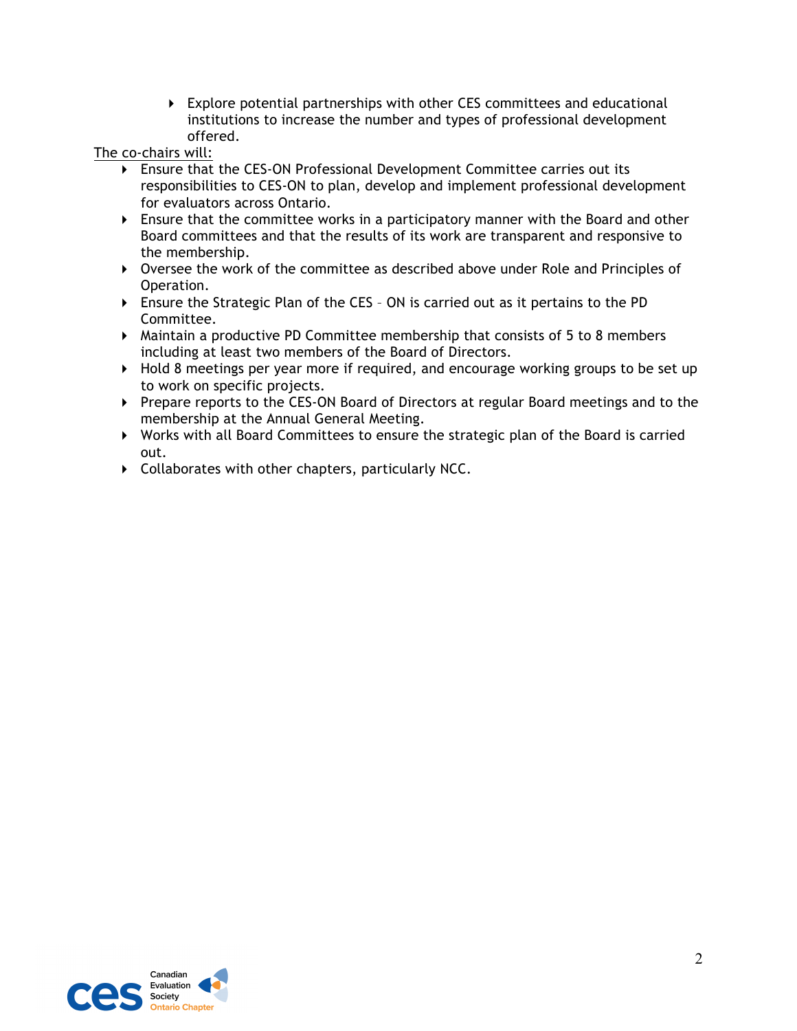- Explore potential partnerships with other CES committees and educational institutions to increase the number and types of professional development offered.

The co-chairs will:

- Ensure that the CES-ON Professional Development Committee carries out its responsibilities to CES-ON to plan, develop and implement professional development for evaluators across Ontario.
- Ensure that the committee works in a participatory manner with the Board and other Board committees and that the results of its work are transparent and responsive to the membership.
- Oversee the work of the committee as described above under Role and Principles of Operation.
- Ensure the Strategic Plan of the CES – ON is carried out as it pertains to the PD Committee.
- Maintain a productive PD Committee membership that consists of 5 to 8 members including at least two members of the Board of Directors.
- Hold 8 meetings per year more if required, and encourage working groups to be set up to work on specific projects.
- Prepare reports to the CES-ON Board of Directors at regular Board meetings and to the membership at the Annual General Meeting.
- Works with all Board Committees to ensure the strategic plan of the Board is carried out.
- Collaborates with other chapters, particularly NCC.